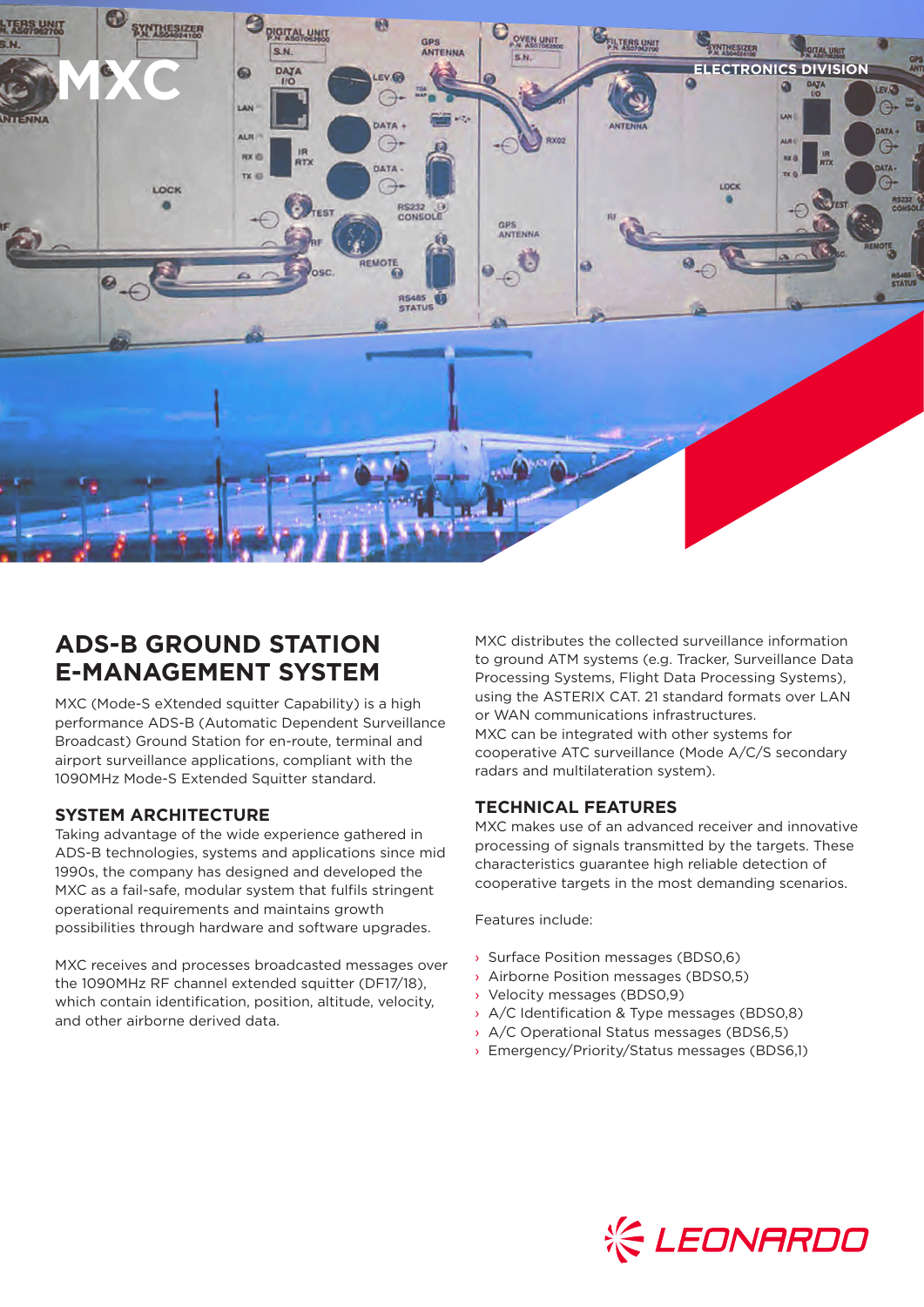# MXC

ELECTRONICS DIVISION

## ADS-B GROUND STATION E-MANAGEMENT SYSTEM

MXC (Mode-S eXtended squitter Capability) is a high performance ADS-B (Automatic Dependent Surveillance Broadcast) Ground Station for en-route, terminal and airport surveillance applications, compliant with the 1090MHz Mode-S Extended Squitter standard.

### SYSTEM ARCHITECTURE

Taking advantage of the wide experience gathered in ADS-B technologies, systems and applications since mid 1990s, the company has designed and developed the MXC as a fail-safe, modular system that fulfils stringent operational requirements and maintains growth possibilities through hardware and software upgrades.

MXC receives and processes broadcasted messages over the 1090MHz RF channel extended squitter (DF17/18), which contain identification, position, altitude, velocity, and other airborne derived data.

MXC distributes the collected surveillance information to ground ATM systems (e.g. Tracker, Surveillance Data Processing Systems, Flight Data Processing Systems), using the ASTERIX CAT. 21 standard formats over LAN or WAN communications infrastructures.
MXC can be integrated with other systems for cooperative ATC surveillance (Mode A/C/S secondary radars and multilateration system).

### TECHNICAL FEATURES

MXC makes use of an advanced receiver and innovative processing of signals transmitted by the targets. These characteristics guarantee high reliable detection of cooperative targets in the most demanding scenarios.

Features include:

- Surface Position messages (BDS0,6)
- Airborne Position messages (BDS0,5)
- Velocity messages (BDS0,9)
- A/C Identification & Type messages (BDS0,8)
- A/C Operational Status messages (BDS6,5)
- Emergency/Priority/Status messages (BDS6,1)

LEONARDO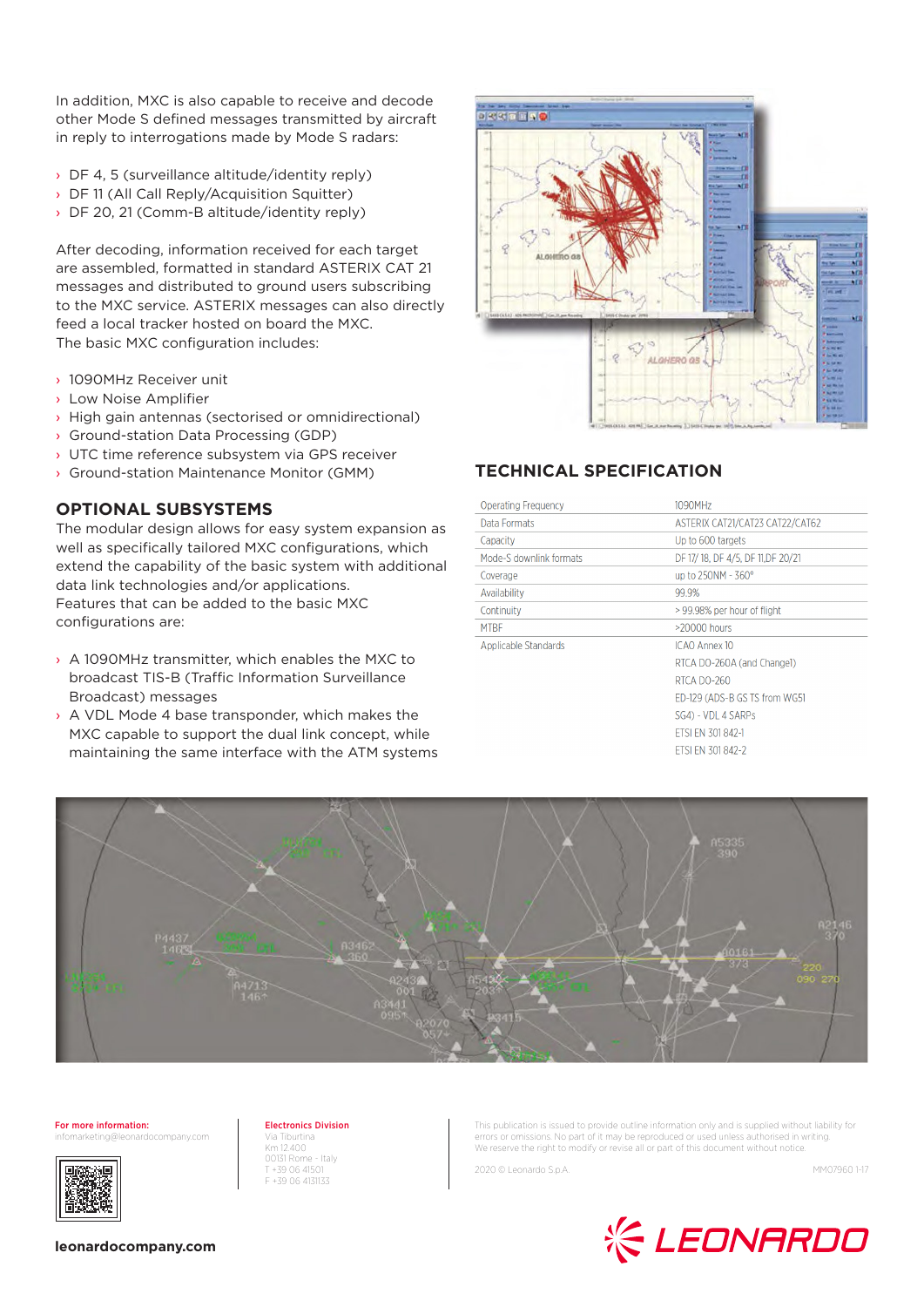In addition, MXC is also capable to receive and decode other Mode S defined messages transmitted by aircraft in reply to interrogations made by Mode S radars:

- DF 4, 5 (surveillance altitude/identity reply)
- DF 11 (All Call Reply/Acquisition Squitter)
- DF 20, 21 (Comm-B altitude/identity reply)

After decoding, information received for each target are assembled, formatted in standard ASTERIX CAT 21 messages and distributed to ground users subscribing to the MXC service. ASTERIX messages can also directly feed a local tracker hosted on board the MXC.
The basic MXC configuration includes:

- 1090MHz Receiver unit
- Low Noise Amplifier
- High gain antennas (sectorised or omnidirectional)
- Ground-station Data Processing (GDP)
- UTC time reference subsystem via GPS receiver
- Ground-station Maintenance Monitor (GMM)

## OPTIONAL SUBSYSTEMS

The modular design allows for easy system expansion as well as specifically tailored MXC configurations, which extend the capability of the basic system with additional data link technologies and/or applications.
Features that can be added to the basic MXC configurations are:

- A 1090MHz transmitter, which enables the MXC to broadcast TIS-B (Traffic Information Surveillance Broadcast) messages
- A VDL Mode 4 base transponder, which makes the MXC capable to support the dual link concept, while maintaining the same interface with the ATM systems

## TECHNICAL SPECIFICATION

| | |
|---|---|
| Operating Frequency | 1090MHz |
| Data Formats | ASTERIX CAT21/CAT23 CAT22/CAT62 |
| Capacity | Up to 600 targets |
| Mode-S downlink formats | DF 17/ 18, DF 4/5, DF 11,DF 20/21 |
| Coverage | up to 250NM - 360° |
| Availability | 99.9% |
| Continuity | > 99.98% per hour of flight |
| MTBF | >20000 hours |
| Applicable Standards | ICAO Annex 10<br>RTCA DO-260A (and Change1)<br>RTCA DO-260<br>ED-129 (ADS-B GS TS from WG51 SG4) - VDL 4 SARPs<br>ETSI EN 301 842-1<br>ETSI EN 301 842-2 |

**For more information:**
infomarketing@leonardocompany.com

**Electronics Division**
Via Tiburtina
Km 12.400
00131 Rome - Italy
T +39 06 41501
F +39 06 4131133

This publication is issued to provide outline information only and is supplied without liability for errors or omissions. No part of it may be reproduced or used unless authorised in writing. We reserve the right to modify or revise all or part of this document without notice.

2020 © Leonardo S.p.A.

MM07960 1-17

**leonardocompany.com**

LEONARDO